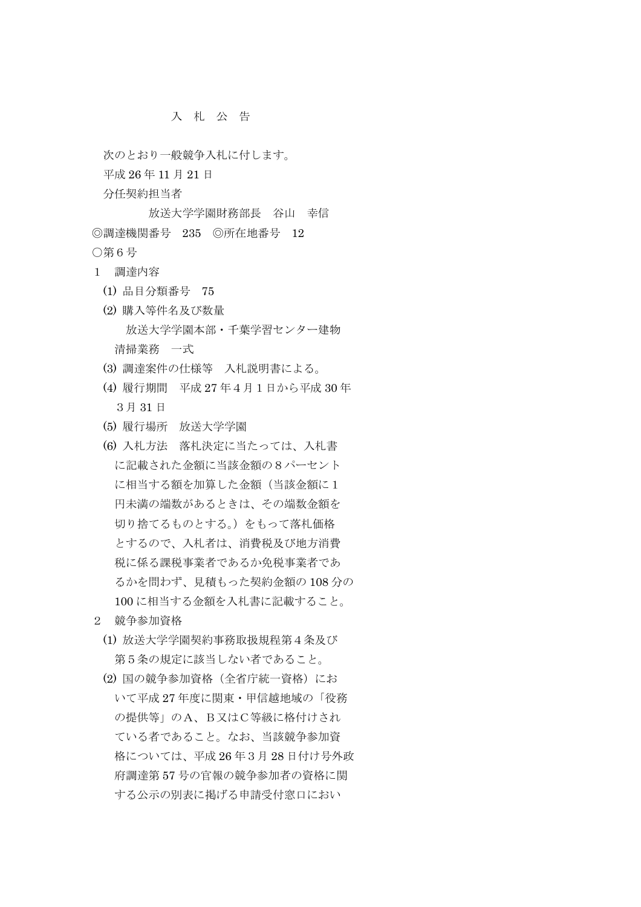# 入　札　公　告

次のとおり一般競争入札に付します。

平成 26 年 11 月 21 日

分任契約担当者

放送大学学園財務部長　谷山　幸信

◎調達機関番号　235　◎所在地番号　12

○第 6 号

1　調達内容

(1) 品目分類番号　75

(2) 購入等件名及び数量

放送大学学園本部・千葉学習センター建物清掃業務　一式

(3) 調達案件の仕様等　入札説明書による。

(4) 履行期間　平成 27 年 4 月 1 日から平成 30 年 3 月 31 日

(5) 履行場所　放送大学学園

(6) 入札方法　落札決定に当たっては、入札書に記載された金額に当該金額の 8 パーセントに相当する額を加算した金額（当該金額に 1 円未満の端数があるときは、その端数金額を切り捨てるものとする。）をもって落札価格とするので、入札者は、消費税及び地方消費税に係る課税事業者であるか免税事業者であるかを問わず、見積もった契約金額の 108 分の 100 に相当する金額を入札書に記載すること。

2　競争参加資格

(1) 放送大学学園契約事務取扱規程第 4 条及び第 5 条の規定に該当しない者であること。

(2) 国の競争参加資格（全省庁統一資格）において平成 27 年度に関東・甲信越地域の「役務の提供等」のＡ、Ｂ又はＣ等級に格付けされている者であること。なお、当該競争参加資格については、平成 26 年 3 月 28 日付け号外政府調達第 57 号の官報の競争参加者の資格に関する公示の別表に掲げる申請受付窓口におい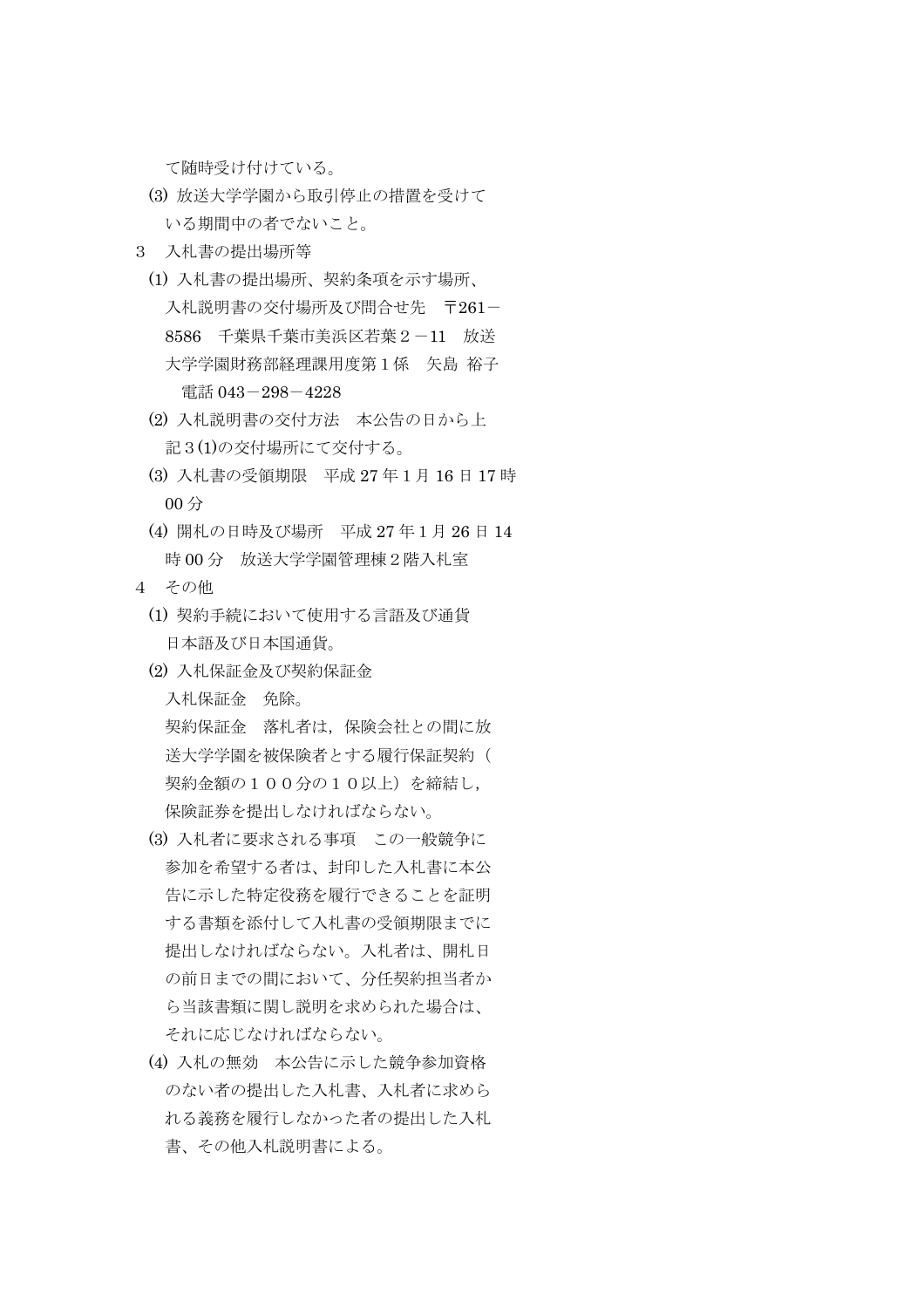て随時受け付けている。

(3) 放送大学学園から取引停止の措置を受けている期間中の者でないこと。

3　入札書の提出場所等

(1) 入札書の提出場所、契約条項を示す場所、入札説明書の交付場所及び問合せ先　〒261－8586　千葉県千葉市美浜区若葉２－11　放送大学学園財務部経理課用度第１係　矢島 裕子　電話 043－298－4228

(2) 入札説明書の交付方法　本公告の日から上記３(1)の交付場所にて交付する。

(3) 入札書の受領期限　平成 27 年 1 月 16 日 17 時 00 分

(4) 開札の日時及び場所　平成 27 年 1 月 26 日 14 時 00 分　放送大学学園管理棟２階入札室

4　その他

(1) 契約手続において使用する言語及び通貨　日本語及び日本国通貨。

(2) 入札保証金及び契約保証金
入札保証金　免除。
契約保証金　落札者は，保険会社との間に放送大学学園を被保険者とする履行保証契約（契約金額の１００分の１０以上）を締結し，保険証券を提出しなければならない。

(3) 入札者に要求される事項　この一般競争に参加を希望する者は、封印した入札書に本公告に示した特定役務を履行できることを証明する書類を添付して入札書の受領期限までに提出しなければならない。入札者は、開札日の前日までの間において、分任契約担当者から当該書類に関し説明を求められた場合は、それに応じなければならない。

(4) 入札の無効　本公告に示した競争参加資格のない者の提出した入札書、入札者に求められる義務を履行しなかった者の提出した入札書、その他入札説明書による。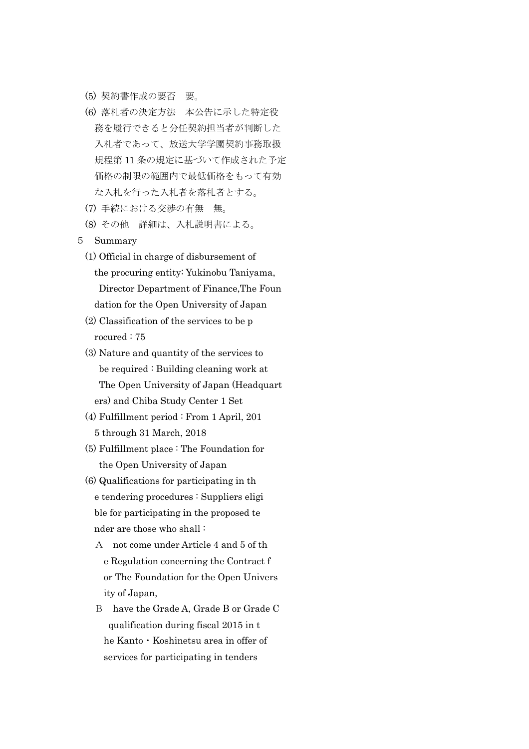(5) 契約書作成の要否　要。

(6) 落札者の決定方法　本公告に示した特定役務を履行できると分任契約担当者が判断した入札者であって、放送大学学園契約事務取扱規程第 11 条の規定に基づいて作成された予定価格の制限の範囲内で最低価格をもって有効な入札を行った入札者を落札者とする。

(7) 手続における交渉の有無　無。

(8) その他　詳細は、入札説明書による。

5　Summary

(1) Official in charge of disbursement of the procuring entity: Yukinobu Taniyama, Director Department of Finance,The Foundation for the Open University of Japan

(2) Classification of the services to be procured : 75

(3) Nature and quantity of the services to be required : Building cleaning work at The Open University of Japan (Headquarters) and Chiba Study Center 1 Set

(4) Fulfillment period : From 1 April, 2015 through 31 March, 2018

(5) Fulfillment place : The Foundation for the Open University of Japan

(6) Qualifications for participating in the tendering procedures : Suppliers eligible for participating in the proposed tender are those who shall :

A　not come under Article 4 and 5 of the Regulation concerning the Contract for The Foundation for the Open University of Japan,

B　have the Grade A, Grade B or Grade C qualification during fiscal 2015 in the Kanto・Koshinetsu area in offer of services for participating in tenders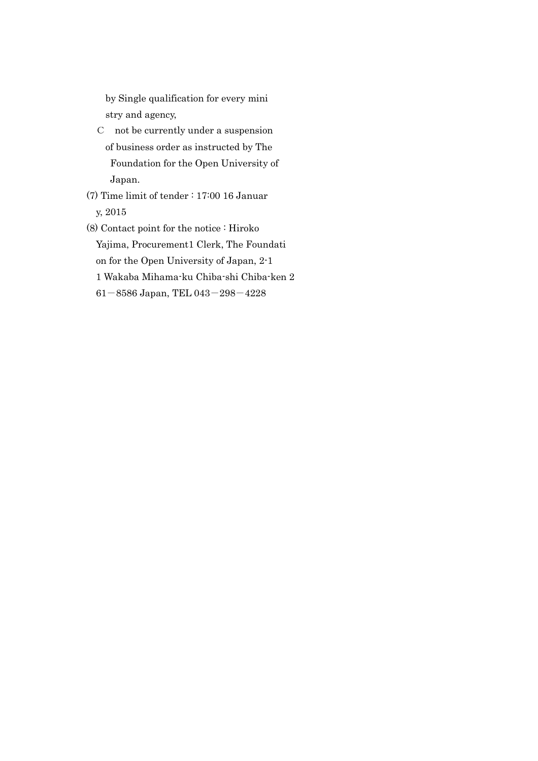by Single qualification for every ministry and agency,

C not be currently under a suspension of business order as instructed by The Foundation for the Open University of Japan.

(7) Time limit of tender : 17:00 16 January, 2015

(8) Contact point for the notice : Hiroko Yajima, Procurement1 Clerk, The Foundation for the Open University of Japan, 2-11 Wakaba Mihama-ku Chiba-shi Chiba-ken 261−8586 Japan, TEL 043−298−4228